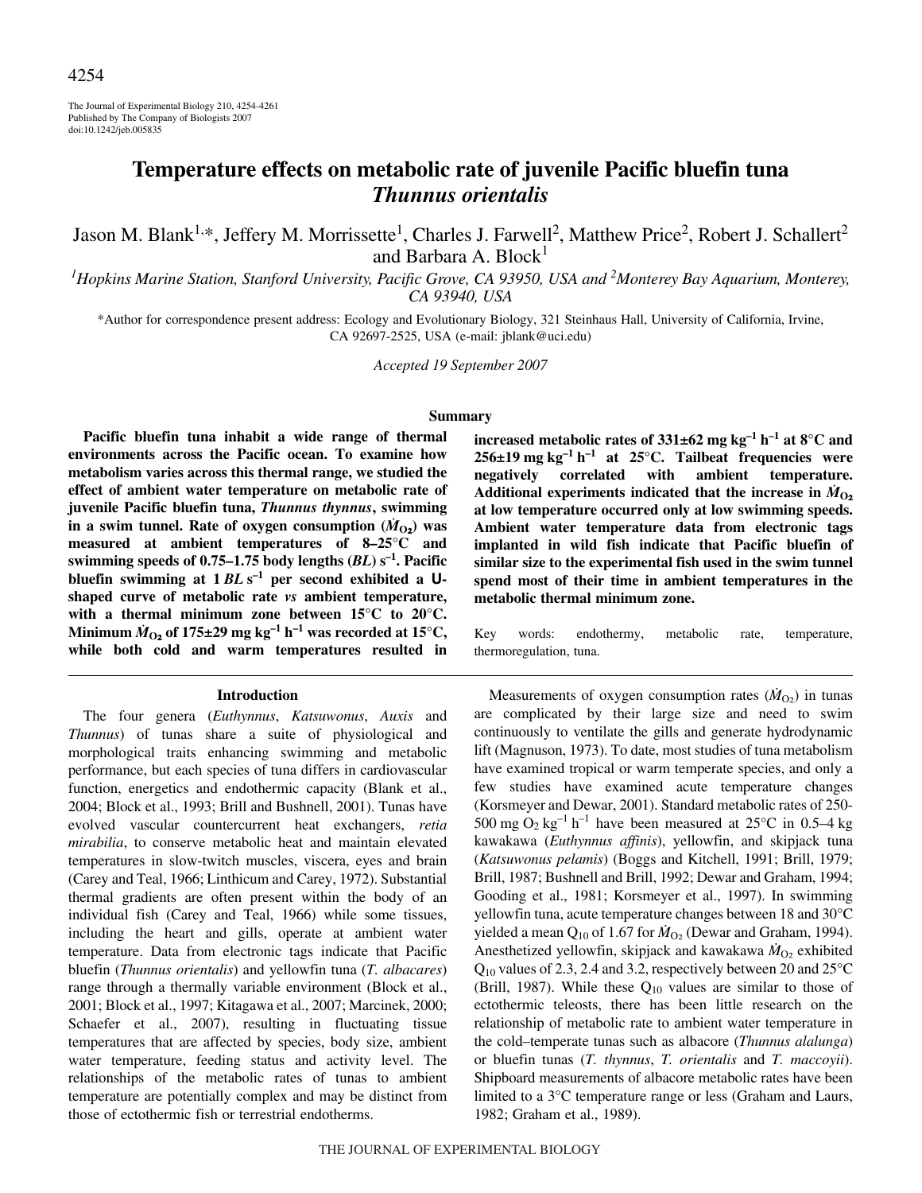# Temperature effects on metabolic rate of juvenile Pacific bluefin tuna *Thunnus orientalis*

Jason M. Blank[1,*], Jeffery M. Morrissette[1], Charles J. Farwell[2], Matthew Price[2], Robert J. Schallert[2] and Barbara A. Block[1]

[1]*Hopkins Marine Station, Stanford University, Pacific Grove, CA 93950, USA and* [2]*Monterey Bay Aquarium, Monterey, CA 93940, USA*

*Author for correspondence present address: Ecology and Evolutionary Biology, 321 Steinhaus Hall, University of California, Irvine, CA 92697-2525, USA (e-mail: jblank@uci.edu)

*Accepted 19 September 2007*

## Summary

**Pacific bluefin tuna inhabit a wide range of thermal environments across the Pacific ocean. To examine how metabolism varies across this thermal range, we studied the effect of ambient water temperature on metabolic rate of juvenile Pacific bluefin tuna, *Thunnus thynnus*, swimming in a swim tunnel. Rate of oxygen consumption ($\dot{M}_{O_2}$) was measured at ambient temperatures of 8–25°C and swimming speeds of 0.75–1.75 body lengths (*BL*) $s^{-1}$. Pacific bluefin swimming at 1 *BL* $s^{-1}$ per second exhibited a U-shaped curve of metabolic rate *vs* ambient temperature, with a thermal minimum zone between 15°C to 20°C. Minimum $\dot{M}_{O_2}$ of 175±29 mg $kg^{-1}$ $h^{-1}$ was recorded at 15°C, while both cold and warm temperatures resulted in increased metabolic rates of 331±62 mg $kg^{-1}$ $h^{-1}$ at 8°C and 256±19 mg $kg^{-1}$ $h^{-1}$ at 25°C. Tailbeat frequencies were negatively correlated with ambient temperature. Additional experiments indicated that the increase in $\dot{M}_{O_2}$ at low temperature occurred only at low swimming speeds. Ambient water temperature data from electronic tags implanted in wild fish indicate that Pacific bluefin of similar size to the experimental fish used in the swim tunnel spend most of their time in ambient temperatures in the metabolic thermal minimum zone.**

Key words: endothermy, metabolic rate, temperature, thermoregulation, tuna.

## Introduction

The four genera (*Euthynnus*, *Katsuwonus*, *Auxis* and *Thunnus*) of tunas share a suite of physiological and morphological traits enhancing swimming and metabolic performance, but each species of tuna differs in cardiovascular function, energetics and endothermic capacity (Blank et al., 2004; Block et al., 1993; Brill and Bushnell, 2001). Tunas have evolved vascular countercurrent heat exchangers, *retia mirabilia*, to conserve metabolic heat and maintain elevated temperatures in slow-twitch muscles, viscera, eyes and brain (Carey and Teal, 1966; Linthicum and Carey, 1972). Substantial thermal gradients are often present within the body of an individual fish (Carey and Teal, 1966) while some tissues, including the heart and gills, operate at ambient water temperature. Data from electronic tags indicate that Pacific bluefin (*Thunnus orientalis*) and yellowfin tuna (*T. albacares*) range through a thermally variable environment (Block et al., 2001; Block et al., 1997; Kitagawa et al., 2007; Marcinek, 2000; Schaefer et al., 2007), resulting in fluctuating tissue temperatures that are affected by species, body size, ambient water temperature, feeding status and activity level. The relationships of the metabolic rates of tunas to ambient temperature are potentially complex and may be distinct from those of ectothermic fish or terrestrial endotherms.

Measurements of oxygen consumption rates ($\dot{M}_{O_2}$) in tunas are complicated by their large size and need to swim continuously to ventilate the gills and generate hydrodynamic lift (Magnuson, 1973). To date, most studies of tuna metabolism have examined tropical or warm temperate species, and only a few studies have examined acute temperature changes (Korsmeyer and Dewar, 2001). Standard metabolic rates of 250-500 mg $O_2$ $kg^{-1}$ $h^{-1}$ have been measured at 25°C in 0.5–4 kg kawakawa (*Euthynnus affinis*), yellowfin, and skipjack tuna (*Katsuwonus pelamis*) (Boggs and Kitchell, 1991; Brill, 1979; Brill, 1987; Bushnell and Brill, 1992; Dewar and Graham, 1994; Gooding et al., 1981; Korsmeyer et al., 1997). In swimming yellowfin tuna, acute temperature changes between 18 and 30°C yielded a mean $Q_{10}$ of 1.67 for $\dot{M}_{O_2}$ (Dewar and Graham, 1994). Anesthetized yellowfin, skipjack and kawakawa $\dot{M}_{O_2}$ exhibited $Q_{10}$ values of 2.3, 2.4 and 3.2, respectively between 20 and 25°C (Brill, 1987). While these $Q_{10}$ values are similar to those of ectothermic teleosts, there has been little research on the relationship of metabolic rate to ambient water temperature in the cold–temperate tunas such as albacore (*Thunnus alalunga*) or bluefin tunas (*T. thynnus*, *T. orientalis* and *T. maccoyii*). Shipboard measurements of albacore metabolic rates have been limited to a 3°C temperature range or less (Graham and Laurs, 1982; Graham et al., 1989).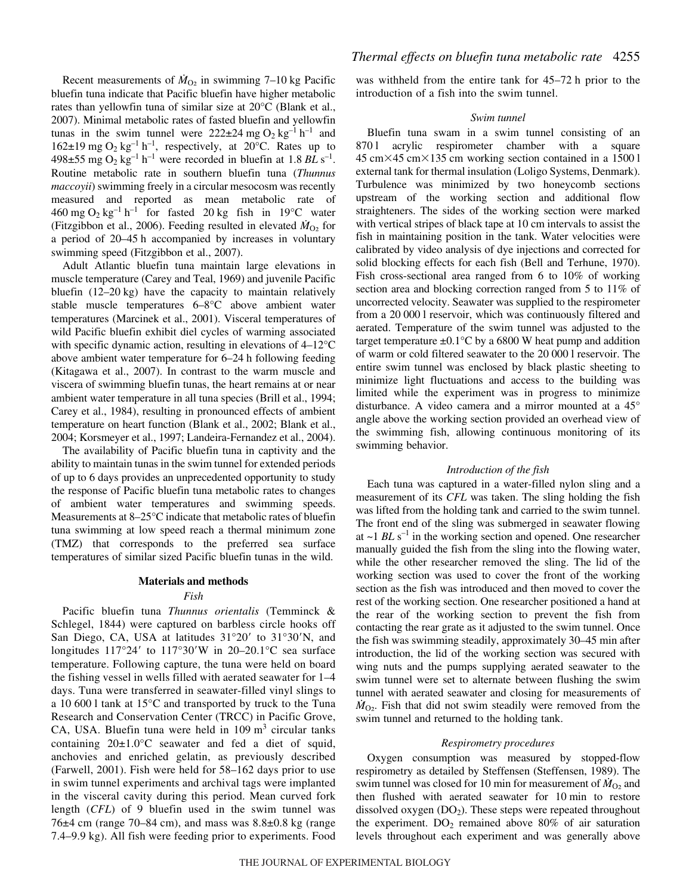Recent measurements of $\dot{M}_{O_2}$ in swimming 7–10 kg Pacific bluefin tuna indicate that Pacific bluefin have higher metabolic rates than yellowfin tuna of similar size at 20°C (Blank et al., 2007). Minimal metabolic rates of fasted bluefin and yellowfin tunas in the swim tunnel were 222±24 mg $O_2$ kg$^{-1}$ h$^{-1}$ and 162±19 mg $O_2$ kg$^{-1}$ h$^{-1}$, respectively, at 20°C. Rates up to 498±55 mg $O_2$ kg$^{-1}$ h$^{-1}$ were recorded in bluefin at 1.8 *BL* s$^{-1}$. Routine metabolic rate in southern bluefin tuna (*Thunnus maccoyii*) swimming freely in a circular mesocosm was recently measured and reported as mean metabolic rate of 460 mg $O_2$ kg$^{-1}$ h$^{-1}$ for fasted 20 kg fish in 19°C water (Fitzgibbon et al., 2006). Feeding resulted in elevated $\dot{M}_{O_2}$ for a period of 20–45 h accompanied by increases in voluntary swimming speed (Fitzgibbon et al., 2007).

Adult Atlantic bluefin tuna maintain large elevations in muscle temperature (Carey and Teal, 1969) and juvenile Pacific bluefin (12–20 kg) have the capacity to maintain relatively stable muscle temperatures 6–8°C above ambient water temperatures (Marcinek et al., 2001). Visceral temperatures of wild Pacific bluefin exhibit diel cycles of warming associated with specific dynamic action, resulting in elevations of 4–12°C above ambient water temperature for 6–24 h following feeding (Kitagawa et al., 2007). In contrast to the warm muscle and viscera of swimming bluefin tunas, the heart remains at or near ambient water temperature in all tuna species (Brill et al., 1994; Carey et al., 1984), resulting in pronounced effects of ambient temperature on heart function (Blank et al., 2002; Blank et al., 2004; Korsmeyer et al., 1997; Landeira-Fernandez et al., 2004).

The availability of Pacific bluefin tuna in captivity and the ability to maintain tunas in the swim tunnel for extended periods of up to 6 days provides an unprecedented opportunity to study the response of Pacific bluefin tuna metabolic rates to changes of ambient water temperatures and swimming speeds. Measurements at 8–25°C indicate that metabolic rates of bluefin tuna swimming at low speed reach a thermal minimum zone (TMZ) that corresponds to the preferred sea surface temperatures of similar sized Pacific bluefin tunas in the wild.

## Materials and methods

### *Fish*

Pacific bluefin tuna *Thunnus orientalis* (Temminck & Schlegel, 1844) were captured on barbless circle hooks off San Diego, CA, USA at latitudes 31°20′ to 31°30′N, and longitudes 117°24′ to 117°30′W in 20–20.1°C sea surface temperature. Following capture, the tuna were held on board the fishing vessel in wells filled with aerated seawater for 1–4 days. Tuna were transferred in seawater-filled vinyl slings to a 10 600 l tank at 15°C and transported by truck to the Tuna Research and Conservation Center (TRCC) in Pacific Grove, CA, USA. Bluefin tuna were held in 109 m$^3$ circular tanks containing 20±1.0°C seawater and fed a diet of squid, anchovies and enriched gelatin, as previously described (Farwell, 2001). Fish were held for 58–162 days prior to use in swim tunnel experiments and archival tags were implanted in the visceral cavity during this period. Mean curved fork length (*CFL*) of 9 bluefin used in the swim tunnel was 76±4 cm (range 70–84 cm), and mass was 8.8±0.8 kg (range 7.4–9.9 kg). All fish were feeding prior to experiments. Food was withheld from the entire tank for 45–72 h prior to the introduction of a fish into the swim tunnel.

### *Swim tunnel*

Bluefin tuna swam in a swim tunnel consisting of an 870 l acrylic respirometer chamber with a square 45 cm×45 cm×135 cm working section contained in a 1500 l external tank for thermal insulation (Loligo Systems, Denmark). Turbulence was minimized by two honeycomb sections upstream of the working section and additional flow straighteners. The sides of the working section were marked with vertical stripes of black tape at 10 cm intervals to assist the fish in maintaining position in the tank. Water velocities were calibrated by video analysis of dye injections and corrected for solid blocking effects for each fish (Bell and Terhune, 1970). Fish cross-sectional area ranged from 6 to 10% of working section area and blocking correction ranged from 5 to 11% of uncorrected velocity. Seawater was supplied to the respirometer from a 20 000 l reservoir, which was continuously filtered and aerated. Temperature of the swim tunnel was adjusted to the target temperature ±0.1°C by a 6800 W heat pump and addition of warm or cold filtered seawater to the 20 000 l reservoir. The entire swim tunnel was enclosed by black plastic sheeting to minimize light fluctuations and access to the building was limited while the experiment was in progress to minimize disturbance. A video camera and a mirror mounted at a 45° angle above the working section provided an overhead view of the swimming fish, allowing continuous monitoring of its swimming behavior.

### *Introduction of the fish*

Each tuna was captured in a water-filled nylon sling and a measurement of its *CFL* was taken. The sling holding the fish was lifted from the holding tank and carried to the swim tunnel. The front end of the sling was submerged in seawater flowing at ~1 *BL* s$^{-1}$ in the working section and opened. One researcher manually guided the fish from the sling into the flowing water, while the other researcher removed the sling. The lid of the working section was used to cover the front of the working section as the fish was introduced and then moved to cover the rest of the working section. One researcher positioned a hand at the rear of the working section to prevent the fish from contacting the rear grate as it adjusted to the swim tunnel. Once the fish was swimming steadily, approximately 30–45 min after introduction, the lid of the working section was secured with wing nuts and the pumps supplying aerated seawater to the swim tunnel were set to alternate between flushing the swim tunnel with aerated seawater and closing for measurements of $\dot{M}_{O_2}$. Fish that did not swim steadily were removed from the swim tunnel and returned to the holding tank.

### *Respirometry procedures*

Oxygen consumption was measured by stopped-flow respirometry as detailed by Steffensen (Steffensen, 1989). The swim tunnel was closed for 10 min for measurement of $\dot{M}_{O_2}$ and then flushed with aerated seawater for 10 min to restore dissolved oxygen ($DO_2$). These steps were repeated throughout the experiment. $DO_2$ remained above 80% of air saturation levels throughout each experiment and was generally above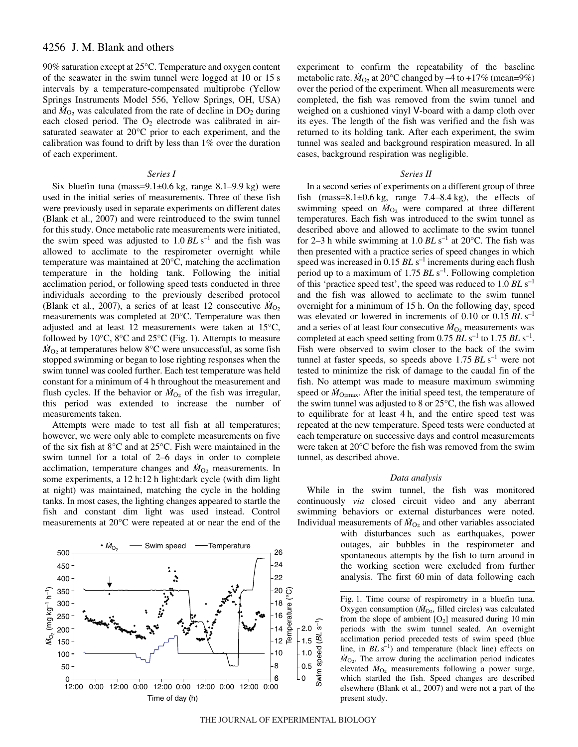90% saturation except at 25°C. Temperature and oxygen content of the seawater in the swim tunnel were logged at 10 or 15 s intervals by a temperature-compensated multiprobe (Yellow Springs Instruments Model 556, Yellow Springs, OH, USA) and $\dot{M}_{O_2}$ was calculated from the rate of decline in $DO_2$ during each closed period. The $O_2$ electrode was calibrated in air-saturated seawater at 20°C prior to each experiment, and the calibration was found to drift by less than 1% over the duration of each experiment.

### *Series I*

Six bluefin tuna (mass=9.1±0.6 kg, range 8.1–9.9 kg) were used in the initial series of measurements. Three of these fish were previously used in separate experiments on different dates (Blank et al., 2007) and were reintroduced to the swim tunnel for this study. Once metabolic rate measurements were initiated, the swim speed was adjusted to 1.0 $BL\,s^{-1}$ and the fish was allowed to acclimate to the respirometer overnight while temperature was maintained at 20°C, matching the acclimation temperature in the holding tank. Following the initial acclimation period, or following speed tests conducted in three individuals according to the previously described protocol (Blank et al., 2007), a series of at least 12 consecutive $\dot{M}_{O_2}$ measurements was completed at 20°C. Temperature was then adjusted and at least 12 measurements were taken at 15°C, followed by 10°C, 8°C and 25°C (Fig. 1). Attempts to measure $\dot{M}_{O_2}$ at temperatures below 8°C were unsuccessful, as some fish stopped swimming or began to lose righting responses when the swim tunnel was cooled further. Each test temperature was held constant for a minimum of 4 h throughout the measurement and flush cycles. If the behavior or $\dot{M}_{O_2}$ of the fish was irregular, this period was extended to increase the number of measurements taken.

Attempts were made to test all fish at all temperatures; however, we were only able to complete measurements on five of the six fish at 8°C and at 25°C. Fish were maintained in the swim tunnel for a total of 2–6 days in order to complete acclimation, temperature changes and $\dot{M}_{O_2}$ measurements. In some experiments, a 12 h:12 h light:dark cycle (with dim light at night) was maintained, matching the cycle in the holding tanks. In most cases, the lighting changes appeared to startle the fish and constant dim light was used instead. Control measurements at 20°C were repeated at or near the end of the experiment to confirm the repeatability of the baseline metabolic rate. $\dot{M}_{O_2}$ at 20°C changed by –4 to +17% (mean=9%) over the period of the experiment. When all measurements were completed, the fish was removed from the swim tunnel and weighed on a cushioned vinyl V-board with a damp cloth over its eyes. The length of the fish was verified and the fish was returned to its holding tank. After each experiment, the swim tunnel was sealed and background respiration measured. In all cases, background respiration was negligible.

### *Series II*

In a second series of experiments on a different group of three fish (mass=8.1±0.6 kg, range 7.4–8.4 kg), the effects of swimming speed on $\dot{M}_{O_2}$ were compared at three different temperatures. Each fish was introduced to the swim tunnel as described above and allowed to acclimate to the swim tunnel for 2–3 h while swimming at 1.0 $BL\,s^{-1}$ at 20°C. The fish was then presented with a practice series of speed changes in which speed was increased in 0.15 $BL\,s^{-1}$ increments during each flush period up to a maximum of 1.75 $BL\,s^{-1}$. Following completion of this 'practice speed test', the speed was reduced to 1.0 $BL\,s^{-1}$ and the fish was allowed to acclimate to the swim tunnel overnight for a minimum of 15 h. On the following day, speed was elevated or lowered in increments of 0.10 or 0.15 $BL\,s^{-1}$ and a series of at least four consecutive $\dot{M}_{O_2}$ measurements was completed at each speed setting from 0.75 $BL\,s^{-1}$ to 1.75 $BL\,s^{-1}$. Fish were observed to swim closer to the back of the swim tunnel at faster speeds, so speeds above 1.75 $BL\,s^{-1}$ were not tested to minimize the risk of damage to the caudal fin of the fish. No attempt was made to measure maximum swimming speed or $\dot{M}_{O_2max}$. After the initial speed test, the temperature of the swim tunnel was adjusted to 8 or 25°C, the fish was allowed to equilibrate for at least 4 h, and the entire speed test was repeated at the new temperature. Speed tests were conducted at each temperature on successive days and control measurements were taken at 20°C before the fish was removed from the swim tunnel, as described above.

### *Data analysis*

While in the swim tunnel, the fish was monitored continuously *via* closed circuit video and any aberrant swimming behaviors or external disturbances were noted. Individual measurements of $\dot{M}_{O_2}$ and other variables associated with disturbances such as earthquakes, power outages, air bubbles in the respirometer and spontaneous attempts by the fish to turn around in the working section were excluded from further analysis. The first 60 min of data following each

Fig. 1. Time course of respirometry in a bluefin tuna. Oxygen consumption ($\dot{M}_{O_2}$, filled circles) was calculated from the slope of ambient $[O_2]$ measured during 10 min periods with the swim tunnel sealed. An overnight acclimation period preceded tests of swim speed (blue line, in $BL\,s^{-1}$) and temperature (black line) effects on $\dot{M}_{O_2}$. The arrow during the acclimation period indicates elevated $\dot{M}_{O_2}$ measurements following a power surge, which startled the fish. Speed changes are described elsewhere (Blank et al., 2007) and were not a part of the present study.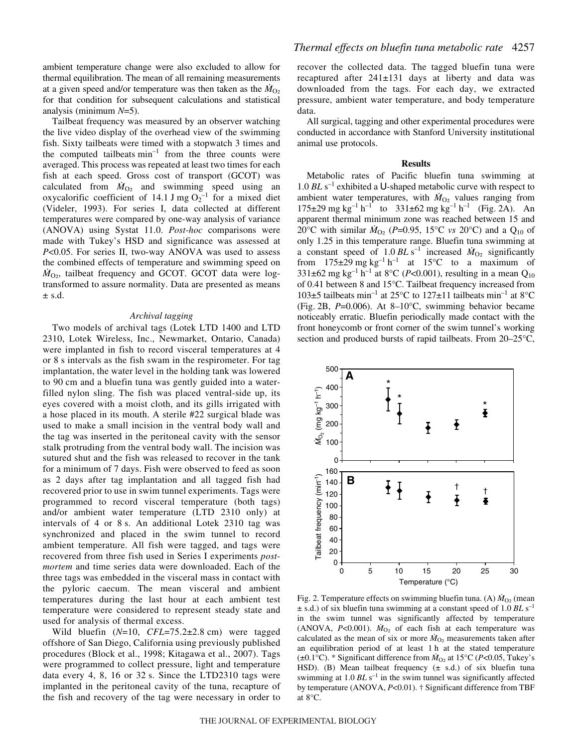ambient temperature change were also excluded to allow for thermal equilibration. The mean of all remaining measurements at a given speed and/or temperature was then taken as the $\dot{M}_{O_2}$ for that condition for subsequent calculations and statistical analysis (minimum $N$=5).

Tailbeat frequency was measured by an observer watching the live video display of the overhead view of the swimming fish. Sixty tailbeats were timed with a stopwatch 3 times and the computed tailbeats $min^{-1}$ from the three counts were averaged. This process was repeated at least two times for each fish at each speed. Gross cost of transport (GCOT) was calculated from $\dot{M}_{O_2}$ and swimming speed using an oxycalorific coefficient of 14.1 J mg $O_2^{-1}$ for a mixed diet (Videler, 1993). For series I, data collected at different temperatures were compared by one-way analysis of variance (ANOVA) using Systat 11.0. *Post-hoc* comparisons were made with Tukey's HSD and significance was assessed at $P<0.05$. For series II, two-way ANOVA was used to assess the combined effects of temperature and swimming speed on $\dot{M}_{O_2}$, tailbeat frequency and GCOT. GCOT data were log-transformed to assure normality. Data are presented as means ± s.d.

### *Archival tagging*

Two models of archival tags (Lotek LTD 1400 and LTD 2310, Lotek Wireless, Inc., Newmarket, Ontario, Canada) were implanted in fish to record visceral temperatures at 4 or 8 s intervals as the fish swam in the respirometer. For tag implantation, the water level in the holding tank was lowered to 90 cm and a bluefin tuna was gently guided into a water-filled nylon sling. The fish was placed ventral-side up, its eyes covered with a moist cloth, and its gills irrigated with a hose placed in its mouth. A sterile #22 surgical blade was used to make a small incision in the ventral body wall and the tag was inserted in the peritoneal cavity with the sensor stalk protruding from the ventral body wall. The incision was sutured shut and the fish was released to recover in the tank for a minimum of 7 days. Fish were observed to feed as soon as 2 days after tag implantation and all tagged fish had recovered prior to use in swim tunnel experiments. Tags were programmed to record visceral temperature (both tags) and/or ambient water temperature (LTD 2310 only) at intervals of 4 or 8 s. An additional Lotek 2310 tag was synchronized and placed in the swim tunnel to record ambient temperature. All fish were tagged, and tags were recovered from three fish used in Series I experiments *post-mortem* and time series data were downloaded. Each of the three tags was embedded in the visceral mass in contact with the pyloric caecum. The mean visceral and ambient temperatures during the last hour at each ambient test temperature were considered to represent steady state and used for analysis of thermal excess.

Wild bluefin ($N$=10, $CFL$=75.2±2.8 cm) were tagged offshore of San Diego, California using previously published procedures (Block et al., 1998; Kitagawa et al., 2007). Tags were programmed to collect pressure, light and temperature data every 4, 8, 16 or 32 s. Since the LTD2310 tags were implanted in the peritoneal cavity of the tuna, recapture of the fish and recovery of the tag were necessary in order to recover the collected data. The tagged bluefin tuna were recaptured after 241±131 days at liberty and data was downloaded from the tags. For each day, we extracted pressure, ambient water temperature, and body temperature data.

All surgical, tagging and other experimental procedures were conducted in accordance with Stanford University institutional animal use protocols.

## Results

Metabolic rates of Pacific bluefin tuna swimming at 1.0 $BL\ s^{-1}$ exhibited a U-shaped metabolic curve with respect to ambient water temperatures, with $\dot{M}_{O_2}$ values ranging from 175±29 mg $kg^{-1}\ h^{-1}$ to 331±62 mg $kg^{-1}\ h^{-1}$ (Fig. 2A). An apparent thermal minimum zone was reached between 15 and 20°C with similar $\dot{M}_{O_2}$ ($P$=0.95, 15°C *vs* 20°C) and a $Q_{10}$ of only 1.25 in this temperature range. Bluefin tuna swimming at a constant speed of 1.0 $BL\ s^{-1}$ increased $\dot{M}_{O_2}$ significantly from 175±29 mg $kg^{-1}\ h^{-1}$ at 15°C to a maximum of 331±62 mg $kg^{-1}\ h^{-1}$ at 8°C ($P<0.001$), resulting in a mean $Q_{10}$ of 0.41 between 8 and 15°C. Tailbeat frequency increased from 103±5 tailbeats $min^{-1}$ at 25°C to 127±11 tailbeats $min^{-1}$ at 8°C (Fig. 2B, $P$=0.006). At 8–10°C, swimming behavior became noticeably erratic. Bluefin periodically made contact with the front honeycomb or front corner of the swim tunnel's working section and produced bursts of rapid tailbeats. From 20–25°C,

Fig. 2. Temperature effects on swimming bluefin tuna. (A) $\dot{M}_{O_2}$ (mean ± s.d.) of six bluefin tuna swimming at a constant speed of 1.0 $BL\ s^{-1}$ in the swim tunnel was significantly affected by temperature (ANOVA, $P<0.001$). $\dot{M}_{O_2}$ of each fish at each temperature was calculated as the mean of six or more $\dot{M}_{O_2}$ measurements taken after an equilibration period of at least 1 h at the stated temperature (±0.1°C). * Significant difference from $\dot{M}_{O_2}$ at 15°C ($P<0.05$, Tukey's HSD). (B) Mean tailbeat frequency (± s.d.) of six bluefin tuna swimming at 1.0 $BL\ s^{-1}$ in the swim tunnel was significantly affected by temperature (ANOVA, $P<0.01$). † Significant difference from TBF at 8°C.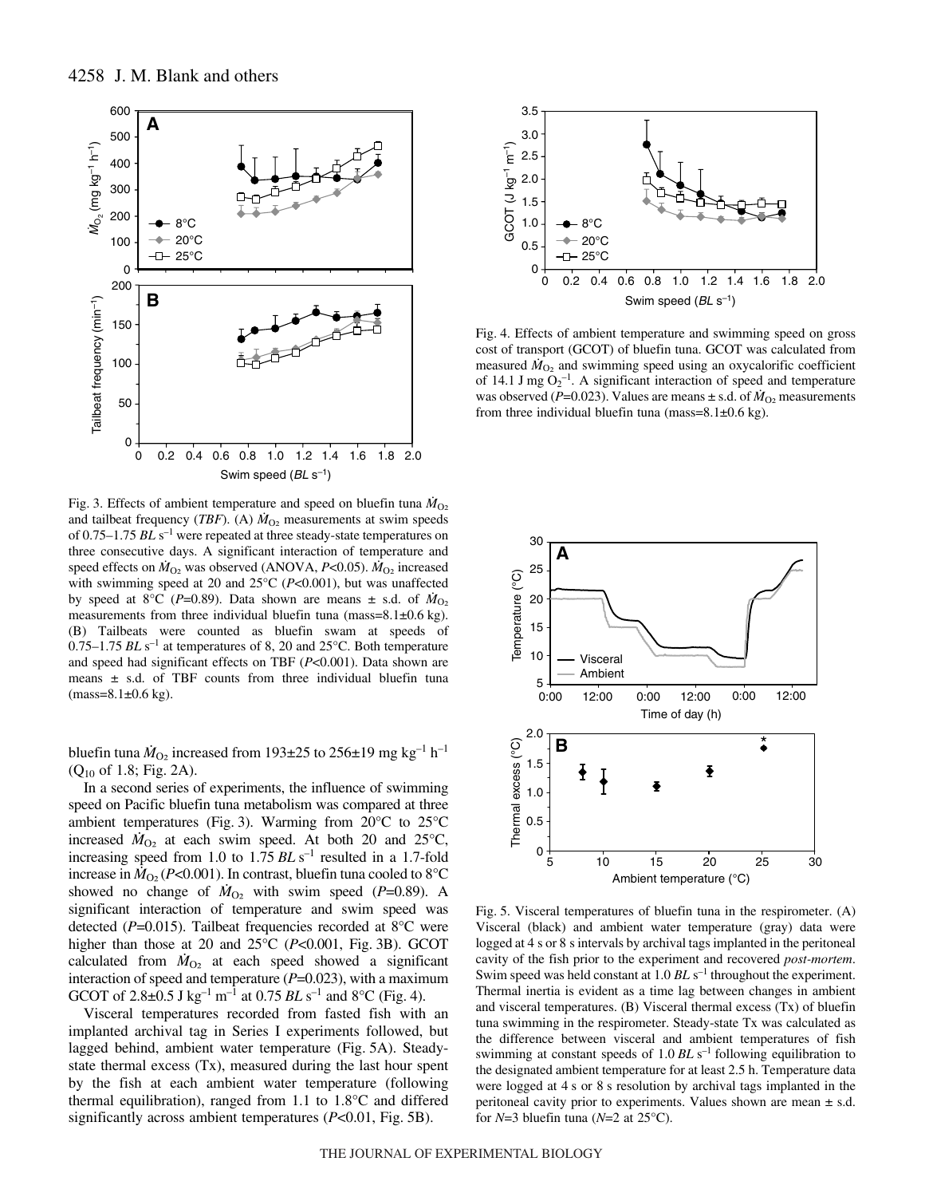Fig. 3. Effects of ambient temperature and speed on bluefin tuna $\dot{M}_{O_2}$ and tailbeat frequency (*TBF*). (A) $\dot{M}_{O_2}$ measurements at swim speeds of 0.75–1.75 *BL* s$^{-1}$ were repeated at three steady-state temperatures on three consecutive days. A significant interaction of temperature and speed effects on $\dot{M}_{O_2}$ was observed (ANOVA, $P<0.05$). $\dot{M}_{O_2}$ increased with swimming speed at 20 and 25°C ($P<0.001$), but was unaffected by speed at 8°C ($P=0.89$). Data shown are means ± s.d. of $\dot{M}_{O_2}$ measurements from three individual bluefin tuna (mass=8.1±0.6 kg). (B) Tailbeats were counted as bluefin swam at speeds of 0.75–1.75 *BL* s$^{-1}$ at temperatures of 8, 20 and 25°C. Both temperature and speed had significant effects on TBF ($P<0.001$). Data shown are means ± s.d. of TBF counts from three individual bluefin tuna (mass=8.1±0.6 kg).

bluefin tuna $\dot{M}_{O_2}$ increased from 193±25 to 256±19 mg kg$^{-1}$ h$^{-1}$ ($Q_{10}$ of 1.8; Fig. 2A).

In a second series of experiments, the influence of swimming speed on Pacific bluefin tuna metabolism was compared at three ambient temperatures (Fig. 3). Warming from 20°C to 25°C increased $\dot{M}_{O_2}$ at each swim speed. At both 20 and 25°C, increasing speed from 1.0 to 1.75 *BL* s$^{-1}$ resulted in a 1.7-fold increase in $\dot{M}_{O_2}$ ($P<0.001$). In contrast, bluefin tuna cooled to 8°C showed no change of $\dot{M}_{O_2}$ with swim speed ($P=0.89$). A significant interaction of temperature and swim speed was detected ($P=0.015$). Tailbeat frequencies recorded at 8°C were higher than those at 20 and 25°C ($P<0.001$, Fig. 3B). GCOT calculated from $\dot{M}_{O_2}$ at each speed showed a significant interaction of speed and temperature ($P=0.023$), with a maximum GCOT of 2.8±0.5 J kg$^{-1}$ m$^{-1}$ at 0.75 *BL* s$^{-1}$ and 8°C (Fig. 4).

Visceral temperatures recorded from fasted fish with an implanted archival tag in Series I experiments followed, but lagged behind, ambient water temperature (Fig. 5A). Steady-state thermal excess (Tx), measured during the last hour spent by the fish at each ambient water temperature (following thermal equilibration), ranged from 1.1 to 1.8°C and differed significantly across ambient temperatures ($P<0.01$, Fig. 5B).

Fig. 4. Effects of ambient temperature and swimming speed on gross cost of transport (GCOT) of bluefin tuna. GCOT was calculated from measured $\dot{M}_{O_2}$ and swimming speed using an oxycalorific coefficient of 14.1 J mg $O_2^{-1}$. A significant interaction of speed and temperature was observed ($P=0.023$). Values are means ± s.d. of $\dot{M}_{O_2}$ measurements from three individual bluefin tuna (mass=8.1±0.6 kg).

Fig. 5. Visceral temperatures of bluefin tuna in the respirometer. (A) Visceral (black) and ambient water temperature (gray) data were logged at 4 s or 8 s intervals by archival tags implanted in the peritoneal cavity of the fish prior to the experiment and recovered *post-mortem*. Swim speed was held constant at 1.0 *BL* s$^{-1}$ throughout the experiment. Thermal inertia is evident as a time lag between changes in ambient and visceral temperatures. (B) Visceral thermal excess (Tx) of bluefin tuna swimming in the respirometer. Steady-state Tx was calculated as the difference between visceral and ambient temperatures of fish swimming at constant speeds of 1.0 *BL* s$^{-1}$ following equilibration to the designated ambient temperature for at least 2.5 h. Temperature data were logged at 4 s or 8 s resolution by archival tags implanted in the peritoneal cavity prior to experiments. Values shown are mean ± s.d. for $N=3$ bluefin tuna ($N=2$ at 25°C).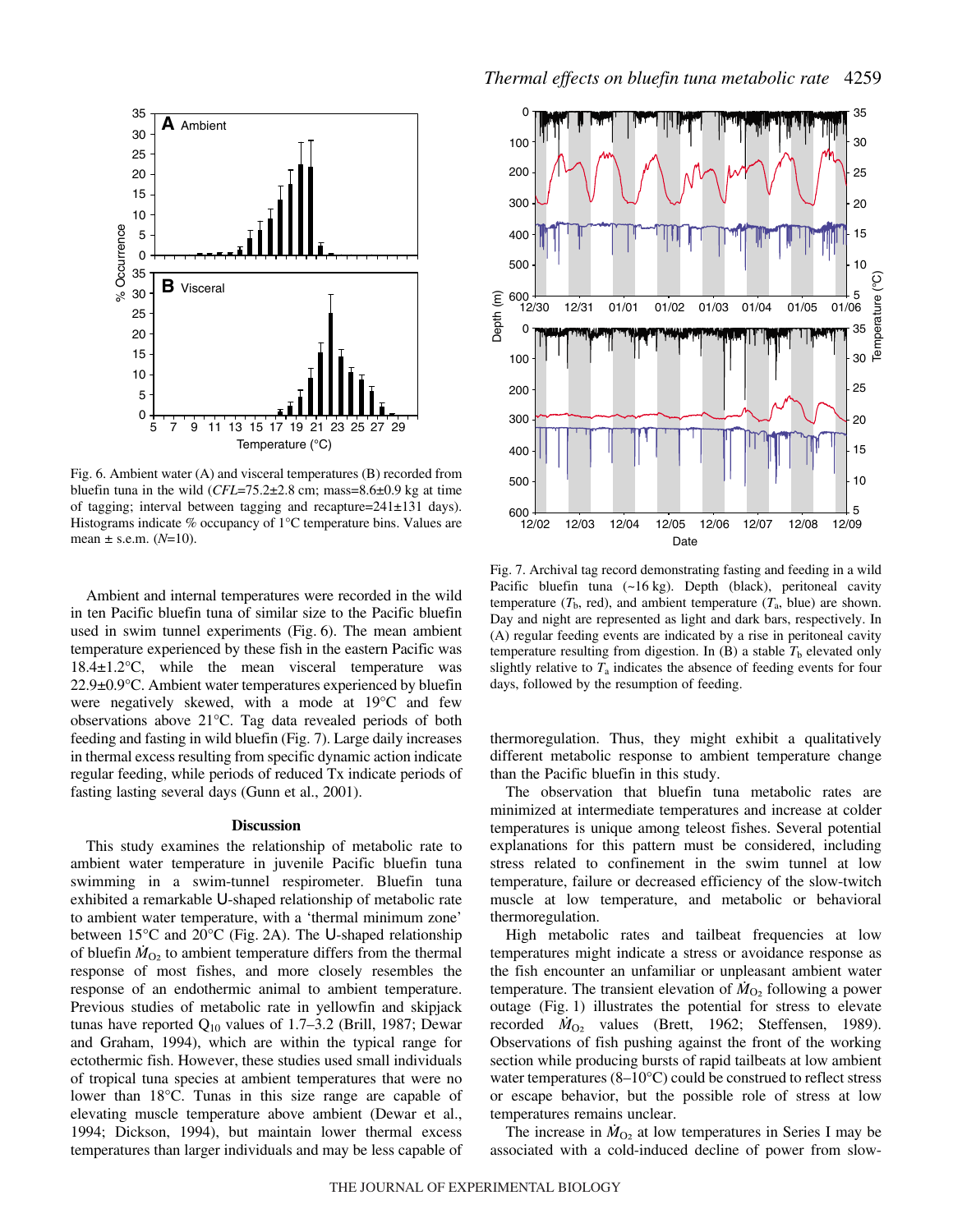Fig. 6. Ambient water (A) and visceral temperatures (B) recorded from bluefin tuna in the wild ($CFL$=75.2±2.8 cm; mass=8.6±0.9 kg at time of tagging; interval between tagging and recapture=241±131 days). Histograms indicate % occupancy of 1°C temperature bins. Values are mean ± s.e.m. ($N$=10).

Fig. 7. Archival tag record demonstrating fasting and feeding in a wild Pacific bluefin tuna (~16 kg). Depth (black), peritoneal cavity temperature ($T_b$, red), and ambient temperature ($T_a$, blue) are shown. Day and night are represented as light and dark bars, respectively. In (A) regular feeding events are indicated by a rise in peritoneal cavity temperature resulting from digestion. In (B) a stable $T_b$ elevated only slightly relative to $T_a$ indicates the absence of feeding events for four days, followed by the resumption of feeding.

Ambient and internal temperatures were recorded in the wild in ten Pacific bluefin tuna of similar size to the Pacific bluefin used in swim tunnel experiments (Fig. 6). The mean ambient temperature experienced by these fish in the eastern Pacific was 18.4±1.2°C, while the mean visceral temperature was 22.9±0.9°C. Ambient water temperatures experienced by bluefin were negatively skewed, with a mode at 19°C and few observations above 21°C. Tag data revealed periods of both feeding and fasting in wild bluefin (Fig. 7). Large daily increases in thermal excess resulting from specific dynamic action indicate regular feeding, while periods of reduced Tx indicate periods of fasting lasting several days (Gunn et al., 2001).

## Discussion

This study examines the relationship of metabolic rate to ambient water temperature in juvenile Pacific bluefin tuna swimming in a swim-tunnel respirometer. Bluefin tuna exhibited a remarkable U-shaped relationship of metabolic rate to ambient water temperature, with a 'thermal minimum zone' between 15°C and 20°C (Fig. 2A). The U-shaped relationship of bluefin $\dot{M}_{O_2}$ to ambient temperature differs from the thermal response of most fishes, and more closely resembles the response of an endothermic animal to ambient temperature. Previous studies of metabolic rate in yellowfin and skipjack tunas have reported $Q_{10}$ values of 1.7–3.2 (Brill, 1987; Dewar and Graham, 1994), which are within the typical range for ectothermic fish. However, these studies used small individuals of tropical tuna species at ambient temperatures that were no lower than 18°C. Tunas in this size range are capable of elevating muscle temperature above ambient (Dewar et al., 1994; Dickson, 1994), but maintain lower thermal excess temperatures than larger individuals and may be less capable of thermoregulation. Thus, they might exhibit a qualitatively different metabolic response to ambient temperature change than the Pacific bluefin in this study.

The observation that bluefin tuna metabolic rates are minimized at intermediate temperatures and increase at colder temperatures is unique among teleost fishes. Several potential explanations for this pattern must be considered, including stress related to confinement in the swim tunnel at low temperature, failure or decreased efficiency of the slow-twitch muscle at low temperature, and metabolic or behavioral thermoregulation.

High metabolic rates and tailbeat frequencies at low temperatures might indicate a stress or avoidance response as the fish encounter an unfamiliar or unpleasant ambient water temperature. The transient elevation of $\dot{M}_{O_2}$ following a power outage (Fig. 1) illustrates the potential for stress to elevate recorded $\dot{M}_{O_2}$ values (Brett, 1962; Steffensen, 1989). Observations of fish pushing against the front of the working section while producing bursts of rapid tailbeats at low ambient water temperatures (8–10°C) could be construed to reflect stress or escape behavior, but the possible role of stress at low temperatures remains unclear.

The increase in $\dot{M}_{O_2}$ at low temperatures in Series I may be associated with a cold-induced decline of power from slow-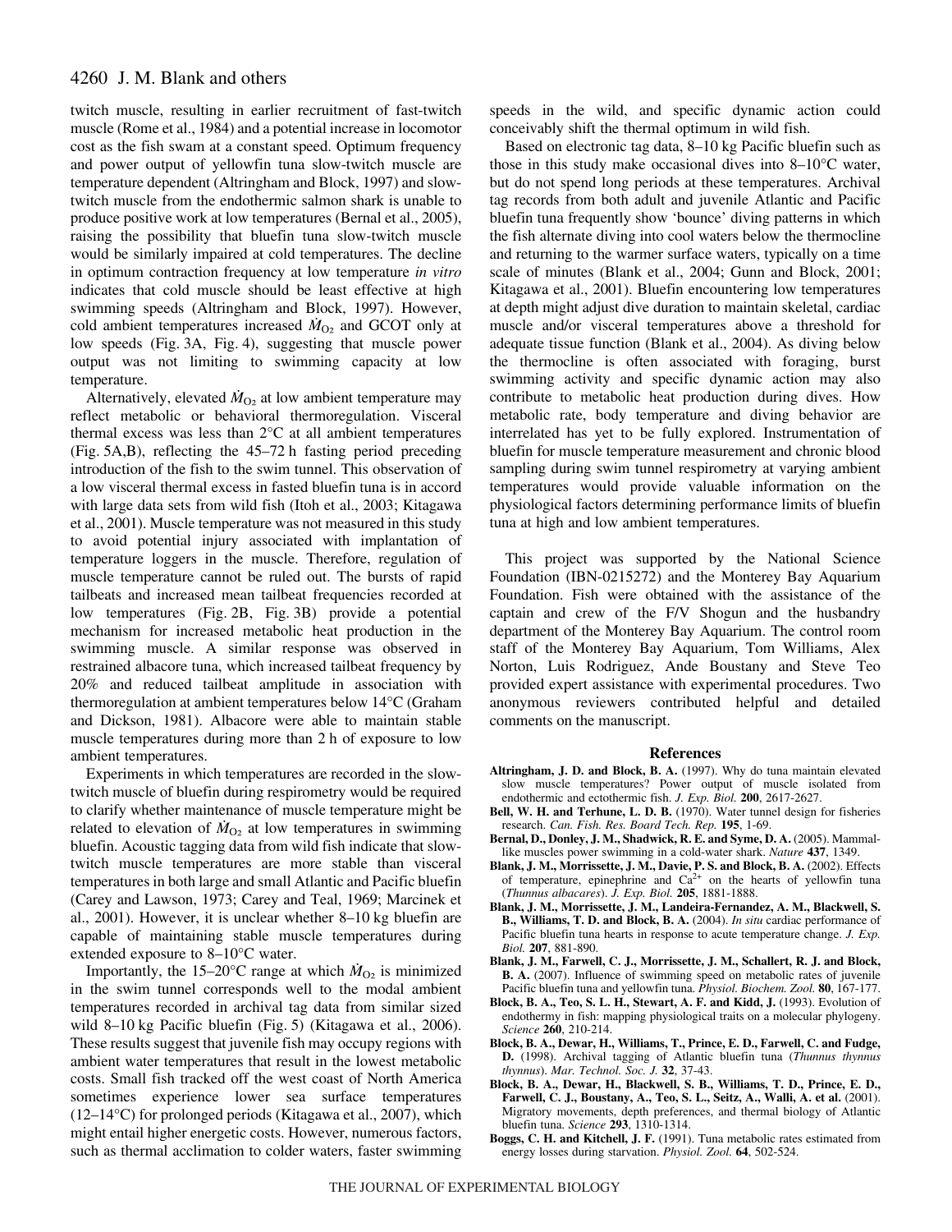twitch muscle, resulting in earlier recruitment of fast-twitch muscle (Rome et al., 1984) and a potential increase in locomotor cost as the fish swam at a constant speed. Optimum frequency and power output of yellowfin tuna slow-twitch muscle are temperature dependent (Altringham and Block, 1997) and slow-twitch muscle from the endothermic salmon shark is unable to produce positive work at low temperatures (Bernal et al., 2005), raising the possibility that bluefin tuna slow-twitch muscle would be similarly impaired at cold temperatures. The decline in optimum contraction frequency at low temperature *in vitro* indicates that cold muscle should be least effective at high swimming speeds (Altringham and Block, 1997). However, cold ambient temperatures increased $\dot{M}_{O_2}$ and GCOT only at low speeds (Fig. 3A, Fig. 4), suggesting that muscle power output was not limiting to swimming capacity at low temperature.

Alternatively, elevated $\dot{M}_{O_2}$ at low ambient temperature may reflect metabolic or behavioral thermoregulation. Visceral thermal excess was less than 2°C at all ambient temperatures (Fig. 5A,B), reflecting the 45–72 h fasting period preceding introduction of the fish to the swim tunnel. This observation of a low visceral thermal excess in fasted bluefin tuna is in accord with large data sets from wild fish (Itoh et al., 2003; Kitagawa et al., 2001). Muscle temperature was not measured in this study to avoid potential injury associated with implantation of temperature loggers in the muscle. Therefore, regulation of muscle temperature cannot be ruled out. The bursts of rapid tailbeats and increased mean tailbeat frequencies recorded at low temperatures (Fig. 2B, Fig. 3B) provide a potential mechanism for increased metabolic heat production in the swimming muscle. A similar response was observed in restrained albacore tuna, which increased tailbeat frequency by 20% and reduced tailbeat amplitude in association with thermoregulation at ambient temperatures below 14°C (Graham and Dickson, 1981). Albacore were able to maintain stable muscle temperatures during more than 2 h of exposure to low ambient temperatures.

Experiments in which temperatures are recorded in the slow-twitch muscle of bluefin during respirometry would be required to clarify whether maintenance of muscle temperature might be related to elevation of $\dot{M}_{O_2}$ at low temperatures in swimming bluefin. Acoustic tagging data from wild fish indicate that slow-twitch muscle temperatures are more stable than visceral temperatures in both large and small Atlantic and Pacific bluefin (Carey and Lawson, 1973; Carey and Teal, 1969; Marcinek et al., 2001). However, it is unclear whether 8–10 kg bluefin are capable of maintaining stable muscle temperatures during extended exposure to 8–10°C water.

Importantly, the 15–20°C range at which $\dot{M}_{O_2}$ is minimized in the swim tunnel corresponds well to the modal ambient temperatures recorded in archival tag data from similar sized wild 8–10 kg Pacific bluefin (Fig. 5) (Kitagawa et al., 2006). These results suggest that juvenile fish may occupy regions with ambient water temperatures that result in the lowest metabolic costs. Small fish tracked off the west coast of North America sometimes experience lower sea surface temperatures (12–14°C) for prolonged periods (Kitagawa et al., 2007), which might entail higher energetic costs. However, numerous factors, such as thermal acclimation to colder waters, faster swimming speeds in the wild, and specific dynamic action could conceivably shift the thermal optimum in wild fish.

Based on electronic tag data, 8–10 kg Pacific bluefin such as those in this study make occasional dives into 8–10°C water, but do not spend long periods at these temperatures. Archival tag records from both adult and juvenile Atlantic and Pacific bluefin tuna frequently show 'bounce' diving patterns in which the fish alternate diving into cool waters below the thermocline and returning to the warmer surface waters, typically on a time scale of minutes (Blank et al., 2004; Gunn and Block, 2001; Kitagawa et al., 2001). Bluefin encountering low temperatures at depth might adjust dive duration to maintain skeletal, cardiac muscle and/or visceral temperatures above a threshold for adequate tissue function (Blank et al., 2004). As diving below the thermocline is often associated with foraging, burst swimming activity and specific dynamic action may also contribute to metabolic heat production during dives. How metabolic rate, body temperature and diving behavior are interrelated has yet to be fully explored. Instrumentation of bluefin for muscle temperature measurement and chronic blood sampling during swim tunnel respirometry at varying ambient temperatures would provide valuable information on the physiological factors determining performance limits of bluefin tuna at high and low ambient temperatures.

This project was supported by the National Science Foundation (IBN-0215272) and the Monterey Bay Aquarium Foundation. Fish were obtained with the assistance of the captain and crew of the F/V Shogun and the husbandry department of the Monterey Bay Aquarium. The control room staff of the Monterey Bay Aquarium, Tom Williams, Alex Norton, Luis Rodriguez, Ande Boustany and Steve Teo provided expert assistance with experimental procedures. Two anonymous reviewers contributed helpful and detailed comments on the manuscript.

## References

**Altringham, J. D. and Block, B. A.** (1997). Why do tuna maintain elevated slow muscle temperatures? Power output of muscle isolated from endothermic and ectothermic fish. *J. Exp. Biol.* **200**, 2617-2627.

**Bell, W. H. and Terhune, L. D. B.** (1970). Water tunnel design for fisheries research. *Can. Fish. Res. Board Tech. Rep.* **195**, 1-69.

**Bernal, D., Donley, J. M., Shadwick, R. E. and Syme, D. A.** (2005). Mammal-like muscles power swimming in a cold-water shark. *Nature* **437**, 1349.

**Blank, J. M., Morrissette, J. M., Davie, P. S. and Block, B. A.** (2002). Effects of temperature, epinephrine and $Ca^{2+}$ on the hearts of yellowfin tuna (*Thunnus albacares*). *J. Exp. Biol.* **205**, 1881-1888.

**Blank, J. M., Morrissette, J. M., Landeira-Fernandez, A. M., Blackwell, S. B., Williams, T. D. and Block, B. A.** (2004). *In situ* cardiac performance of Pacific bluefin tuna hearts in response to acute temperature change. *J. Exp. Biol.* **207**, 881-890.

**Blank, J. M., Farwell, C. J., Morrissette, J. M., Schallert, R. J. and Block, B. A.** (2007). Influence of swimming speed on metabolic rates of juvenile Pacific bluefin tuna and yellowfin tuna. *Physiol. Biochem. Zool.* **80**, 167-177.

**Block, B. A., Teo, S. L. H., Stewart, A. F. and Kidd, J.** (1993). Evolution of endothermy in fish: mapping physiological traits on a molecular phylogeny. *Science* **260**, 210-214.

**Block, B. A., Dewar, H., Williams, T., Prince, E. D., Farwell, C. and Fudge, D.** (1998). Archival tagging of Atlantic bluefin tuna (*Thunnus thynnus thynnus*). *Mar. Technol. Soc. J.* **32**, 37-43.

**Block, B. A., Dewar, H., Blackwell, S. B., Williams, T. D., Prince, E. D., Farwell, C. J., Boustany, A., Teo, S. L., Seitz, A., Walli, A. et al.** (2001). Migratory movements, depth preferences, and thermal biology of Atlantic bluefin tuna. *Science* **293**, 1310-1314.

**Boggs, C. H. and Kitchell, J. F.** (1991). Tuna metabolic rates estimated from energy losses during starvation. *Physiol. Zool.* **64**, 502-524.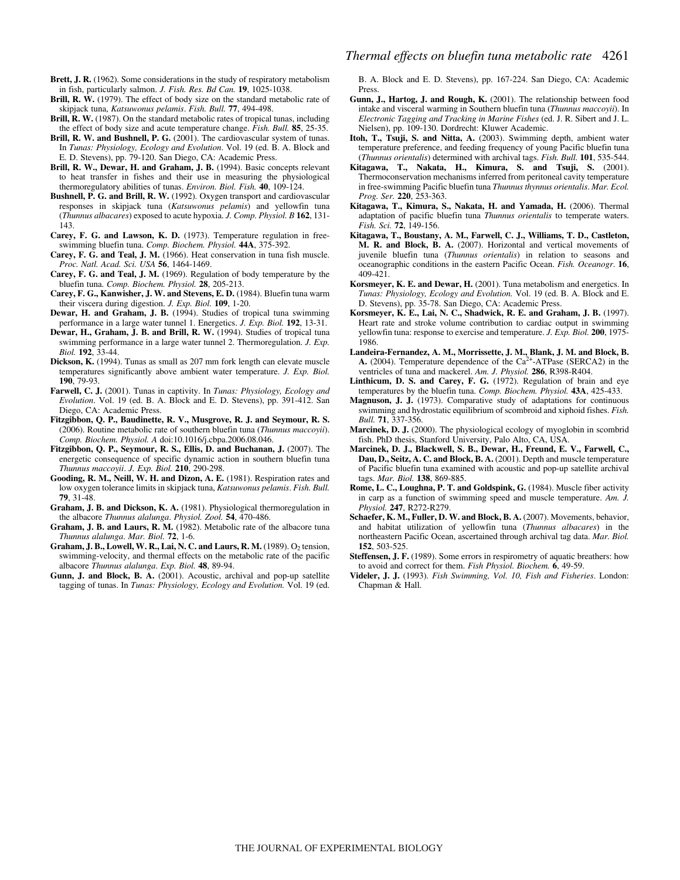**Brett, J. R.** (1962). Some considerations in the study of respiratory metabolism in fish, particularly salmon. *J. Fish. Res. Bd Can.* **19**, 1025-1038.

**Brill, R. W.** (1979). The effect of body size on the standard metabolic rate of skipjack tuna, *Katsuwonus pelamis*. *Fish. Bull.* **77**, 494-498.

**Brill, R. W.** (1987). On the standard metabolic rates of tropical tunas, including the effect of body size and acute temperature change. *Fish. Bull.* **85**, 25-35.

**Brill, R. W. and Bushnell, P. G.** (2001). The cardiovascular system of tunas. In *Tunas: Physiology, Ecology and Evolution*. Vol. 19 (ed. B. A. Block and E. D. Stevens), pp. 79-120. San Diego, CA: Academic Press.

**Brill, R. W., Dewar, H. and Graham, J. B.** (1994). Basic concepts relevant to heat transfer in fishes and their use in measuring the physiological thermoregulatory abilities of tunas. *Environ. Biol. Fish.* **40**, 109-124.

**Bushnell, P. G. and Brill, R. W.** (1992). Oxygen transport and cardiovascular responses in skipjack tuna (*Katsuwonus pelamis*) and yellowfin tuna (*Thunnus albacares*) exposed to acute hypoxia. *J. Comp. Physiol. B* **162**, 131-143.

**Carey, F. G. and Lawson, K. D.** (1973). Temperature regulation in free-swimming bluefin tuna. *Comp. Biochem. Physiol.* **44A**, 375-392.

**Carey, F. G. and Teal, J. M.** (1966). Heat conservation in tuna fish muscle. *Proc. Natl. Acad. Sci. USA* **56**, 1464-1469.

**Carey, F. G. and Teal, J. M.** (1969). Regulation of body temperature by the bluefin tuna. *Comp. Biochem. Physiol.* **28**, 205-213.

**Carey, F. G., Kanwisher, J. W. and Stevens, E. D.** (1984). Bluefin tuna warm their viscera during digestion. *J. Exp. Biol.* **109**, 1-20.

**Dewar, H. and Graham, J. B.** (1994). Studies of tropical tuna swimming performance in a large water tunnel 1. Energetics. *J. Exp. Biol.* **192**, 13-31.

**Dewar, H., Graham, J. B. and Brill, R. W.** (1994). Studies of tropical tuna swimming performance in a large water tunnel 2. Thermoregulation. *J. Exp. Biol.* **192**, 33-44.

**Dickson, K.** (1994). Tunas as small as 207 mm fork length can elevate muscle temperatures significantly above ambient water temperature. *J. Exp. Biol.* **190**, 79-93.

**Farwell, C. J.** (2001). Tunas in captivity. In *Tunas: Physiology, Ecology and Evolution*. Vol. 19 (ed. B. A. Block and E. D. Stevens), pp. 391-412. San Diego, CA: Academic Press.

**Fitzgibbon, Q. P., Baudinette, R. V., Musgrove, R. J. and Seymour, R. S.** (2006). Routine metabolic rate of southern bluefin tuna (*Thunnus maccoyii*). *Comp. Biochem. Physiol. A* doi:10.1016/j.cbpa.2006.08.046.

**Fitzgibbon, Q. P., Seymour, R. S., Ellis, D. and Buchanan, J.** (2007). The energetic consequence of specific dynamic action in southern bluefin tuna *Thunnus maccoyii*. *J. Exp. Biol.* **210**, 290-298.

**Gooding, R. M., Neill, W. H. and Dizon, A. E.** (1981). Respiration rates and low oxygen tolerance limits in skipjack tuna, *Katsuwonus pelamis*. *Fish. Bull.* **79**, 31-48.

**Graham, J. B. and Dickson, K. A.** (1981). Physiological thermoregulation in the albacore *Thunnus alalunga*. *Physiol. Zool.* **54**, 470-486.

**Graham, J. B. and Laurs, R. M.** (1982). Metabolic rate of the albacore tuna *Thunnus alalunga*. *Mar. Biol.* **72**, 1-6.

**Graham, J. B., Lowell, W. R., Lai, N. C. and Laurs, R. M.** (1989). $O_2$ tension, swimming-velocity, and thermal effects on the metabolic rate of the pacific albacore *Thunnus alalunga*. *Exp. Biol.* **48**, 89-94.

**Gunn, J. and Block, B. A.** (2001). Acoustic, archival and pop-up satellite tagging of tunas. In *Tunas: Physiology, Ecology and Evolution.* Vol. 19 (ed. B. A. Block and E. D. Stevens), pp. 167-224. San Diego, CA: Academic Press.

**Gunn, J., Hartog, J. and Rough, K.** (2001). The relationship between food intake and visceral warming in Southern bluefin tuna (*Thunnus maccoyii*). In *Electronic Tagging and Tracking in Marine Fishes* (ed. J. R. Sibert and J. L. Nielsen), pp. 109-130. Dordrecht: Kluwer Academic.

**Itoh, T., Tsuji, S. and Nitta, A.** (2003). Swimming depth, ambient water temperature preference, and feeding frequency of young Pacific bluefin tuna (*Thunnus orientalis*) determined with archival tags. *Fish. Bull.* **101**, 535-544.

**Kitagawa, T., Nakata, H., Kimura, S. and Tsuji, S.** (2001). Thermoconservation mechanisms inferred from peritoneal cavity temperature in free-swimming Pacific bluefin tuna *Thunnus thynnus orientalis*. *Mar. Ecol. Prog. Ser.* **220**, 253-363.

**Kitagawa, T., Kimura, S., Nakata, H. and Yamada, H.** (2006). Thermal adaptation of pacific bluefin tuna *Thunnus orientalis* to temperate waters. *Fish. Sci.* **72**, 149-156.

**Kitagawa, T., Boustany, A. M., Farwell, C. J., Williams, T. D., Castleton, M. R. and Block, B. A.** (2007). Horizontal and vertical movements of juvenile bluefin tuna (*Thunnus orientalis*) in relation to seasons and oceanographic conditions in the eastern Pacific Ocean. *Fish. Oceanogr*. **16**, 409-421.

**Korsmeyer, K. E. and Dewar, H.** (2001). Tuna metabolism and energetics. In *Tunas: Physiology, Ecology and Evolution.* Vol. 19 (ed. B. A. Block and E. D. Stevens), pp. 35-78. San Diego, CA: Academic Press.

**Korsmeyer, K. E., Lai, N. C., Shadwick, R. E. and Graham, J. B.** (1997). Heart rate and stroke volume contribution to cardiac output in swimming yellowfin tuna: response to exercise and temperature. *J. Exp. Biol.* **200**, 1975-1986.

**Landeira-Fernandez, A. M., Morrissette, J. M., Blank, J. M. and Block, B. A.** (2004). Temperature dependence of the $Ca^{2+}$-ATPase (SERCA2) in the ventricles of tuna and mackerel. *Am. J. Physiol.* **286**, R398-R404.

**Linthicum, D. S. and Carey, F. G.** (1972). Regulation of brain and eye temperatures by the bluefin tuna. *Comp. Biochem. Physiol.* **43A**, 425-433.

**Magnuson, J. J.** (1973). Comparative study of adaptations for continuous swimming and hydrostatic equilibrium of scombroid and xiphoid fishes. *Fish. Bull.* **71**, 337-356.

**Marcinek, D. J.** (2000). The physiological ecology of myoglobin in scombrid fish. PhD thesis, Stanford University, Palo Alto, CA, USA.

**Marcinek, D. J., Blackwell, S. B., Dewar, H., Freund, E. V., Farwell, C., Dau, D., Seitz, A. C. and Block, B. A.** (2001). Depth and muscle temperature of Pacific bluefin tuna examined with acoustic and pop-up satellite archival tags. *Mar. Biol.* **138**, 869-885.

**Rome, L. C., Loughna, P. T. and Goldspink, G.** (1984). Muscle fiber activity in carp as a function of swimming speed and muscle temperature. *Am. J. Physiol.* **247**, R272-R279.

**Schaefer, K. M., Fuller, D. W. and Block, B. A.** (2007). Movements, behavior, and habitat utilization of yellowfin tuna (*Thunnus albacares*) in the northeastern Pacific Ocean, ascertained through archival tag data. *Mar. Biol.* **152**, 503-525.

**Steffensen, J. F.** (1989). Some errors in respirometry of aquatic breathers: how to avoid and correct for them. *Fish Physiol. Biochem.* **6**, 49-59.

**Videler, J. J.** (1993). *Fish Swimming, Vol. 10, Fish and Fisheries*. London: Chapman & Hall.